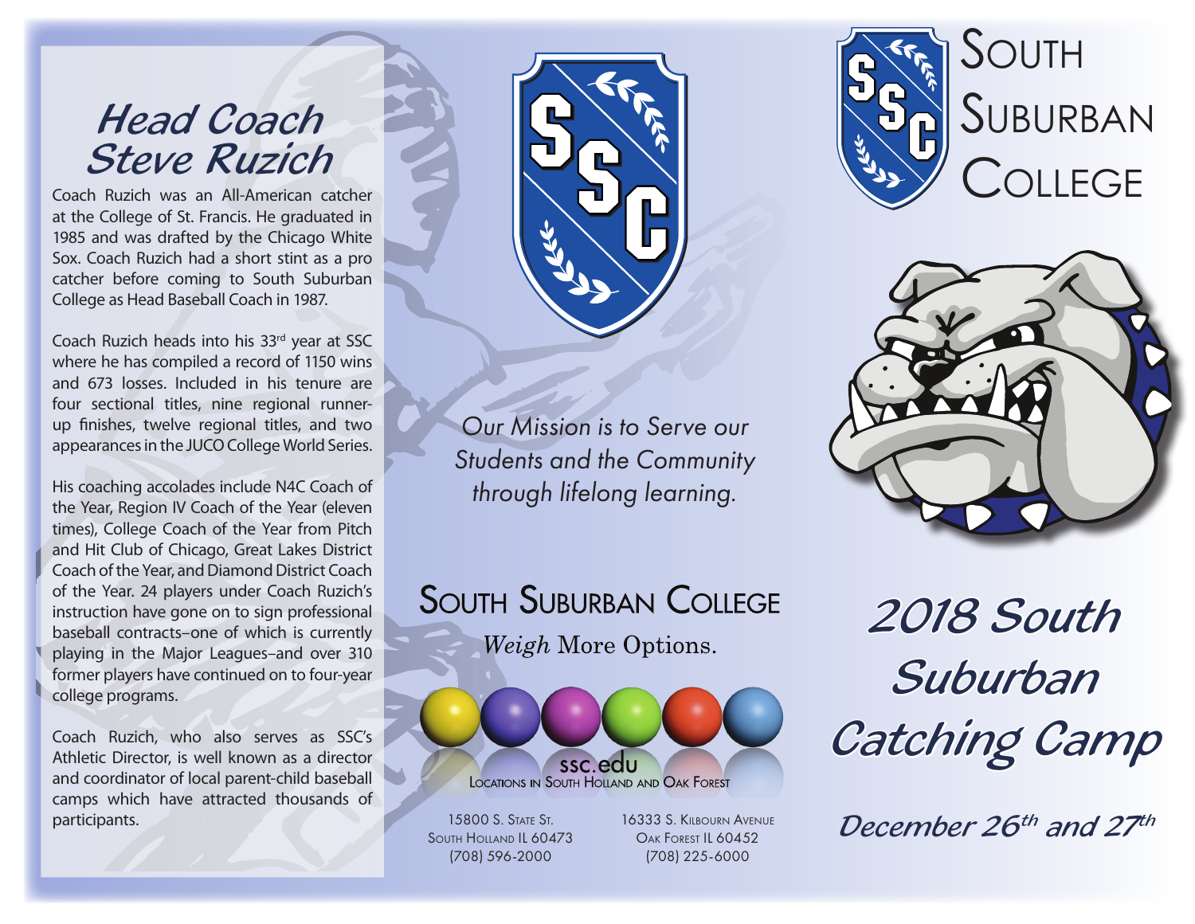# Head Coach Steve Ruzich

Coach Ruzich was an All-American catcher at the College of St. Francis. He graduated in 1985 and was drafted by the Chicago White Sox. Coach Ruzich had a short stint as a pro catcher before coming to South Suburban College as Head Baseball Coach in 1987.

Coach Ruzich heads into his 33rd year at SSC where he has compiled a record of 1150 wins and 673 losses. Included in his tenure are four sectional titles, nine regional runner-up finishes, twelve regional titles, and two appearances in the JUCO College World Series.

His coaching accolades include N4C Coach of the Year, Region IV Coach of the Year (eleven times), College Coach of the Year from Pitch and Hit Club of Chicago, Great Lakes District Coach of the Year, and Diamond District Coach of the Year. 24 players under Coach Ruzich's instruction have gone on to sign professional baseball contracts–one of which is currently playing in the Major Leagues–and over 310 former players have continued on to four-year college programs.

Coach Ruzich, who also serves as SSC's Athletic Director, is well known as a director and coordinator of local parent-child baseball camps which have attracted thousands of participants.

*Our Mission is to Serve our Students and the Community through lifelong learning.*

## South Suburban College

*Weigh* More Options.

ssc.edu

Locations in South Holland and Oak Forest

15800 S. State St.
South Holland IL 60473
(708) 596-2000

16333 S. Kilbourn Avenue
Oak Forest IL 60452
(708) 225-6000

South Suburban College

# 2018 South Suburban Catching Camp

## December 26th and 27th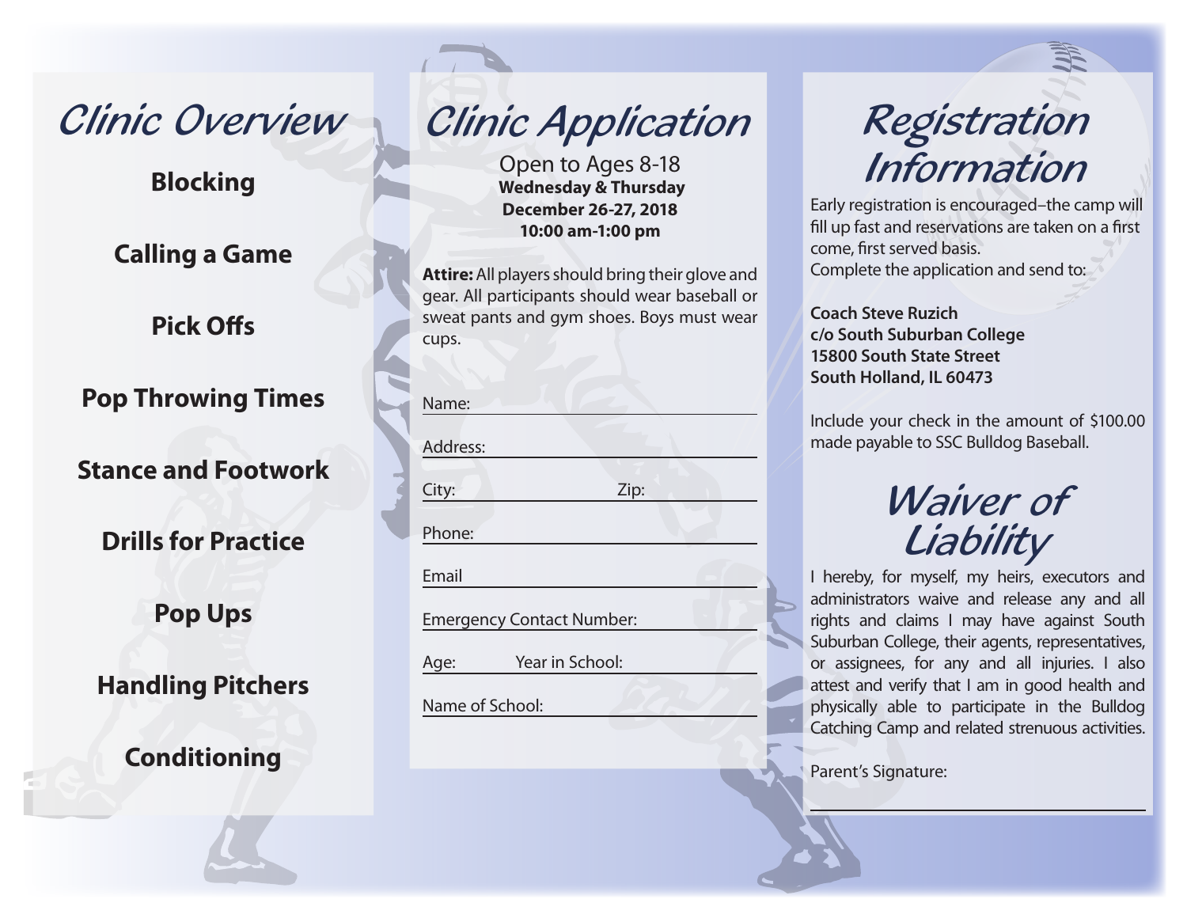# Clinic Overview

**Blocking**

**Calling a Game**

**Pick Offs**

**Pop Throwing Times**

**Stance and Footwork**

**Drills for Practice**

**Pop Ups**

**Handling Pitchers**

**Conditioning**

# Clinic Application

Open to Ages 8-18
**Wednesday & Thursday**
**December 26-27, 2018**
**10:00 am-1:00 pm**

**Attire:** All players should bring their glove and gear. All participants should wear baseball or sweat pants and gym shoes. Boys must wear cups.

Name: ______________________

Address: ______________________

City: ______________ Zip: ______________

Phone: ______________________

Email ______________________

Emergency Contact Number: ______________________

Age: ______ Year in School: ______________

Name of School: ______________________

# Registration Information

Early registration is encouraged–the camp will fill up fast and reservations are taken on a first come, first served basis.
Complete the application and send to:

**Coach Steve Ruzich**
**c/o South Suburban College**
**15800 South State Street**
**South Holland, IL 60473**

Include your check in the amount of $100.00 made payable to SSC Bulldog Baseball.

# Waiver of Liability

I hereby, for myself, my heirs, executors and administrators waive and release any and all rights and claims I may have against South Suburban College, their agents, representatives, or assignees, for any and all injuries. I also attest and verify that I am in good health and physically able to participate in the Bulldog Catching Camp and related strenuous activities.

Parent's Signature:

______________________